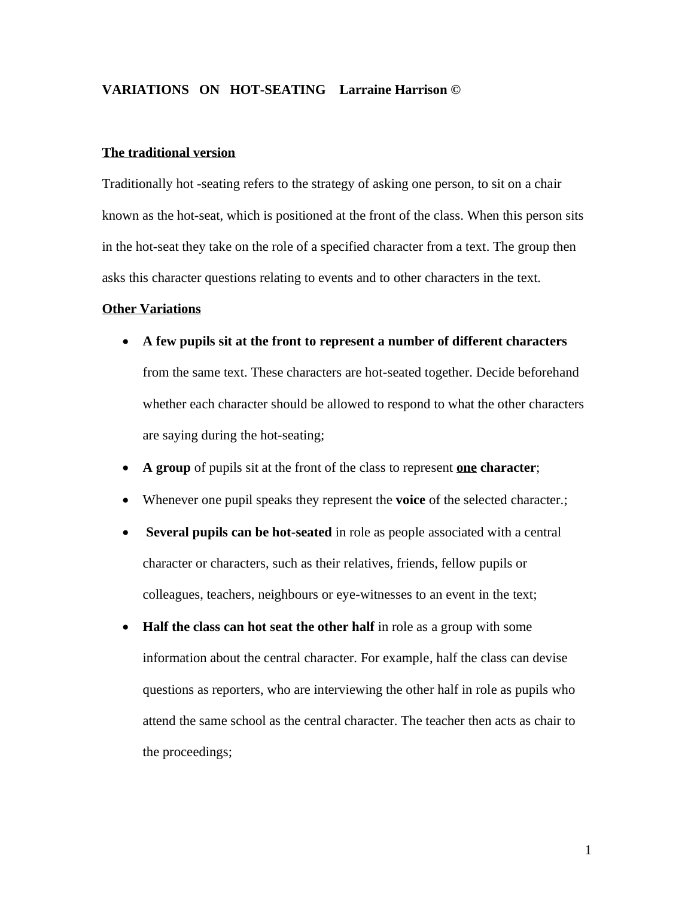# VARIATIONS ON HOT-SEATING Larraine Harrison ©

## The traditional version

Traditionally hot -seating refers to the strategy of asking one person, to sit on a chair known as the hot-seat, which is positioned at the front of the class. When this person sits in the hot-seat they take on the role of a specified character from a text. The group then asks this character questions relating to events and to other characters in the text.

## Other Variations

- **A few pupils sit at the front to represent a number of different characters** from the same text. These characters are hot-seated together. Decide beforehand whether each character should be allowed to respond to what the other characters are saying during the hot-seating;
- **A group** of pupils sit at the front of the class to represent **one character**;
- Whenever one pupil speaks they represent the **voice** of the selected character.;
- **Several pupils can be hot-seated** in role as people associated with a central character or characters, such as their relatives, friends, fellow pupils or colleagues, teachers, neighbours or eye-witnesses to an event in the text;
- **Half the class can hot seat the other half** in role as a group with some information about the central character. For example, half the class can devise questions as reporters, who are interviewing the other half in role as pupils who attend the same school as the central character. The teacher then acts as chair to the proceedings;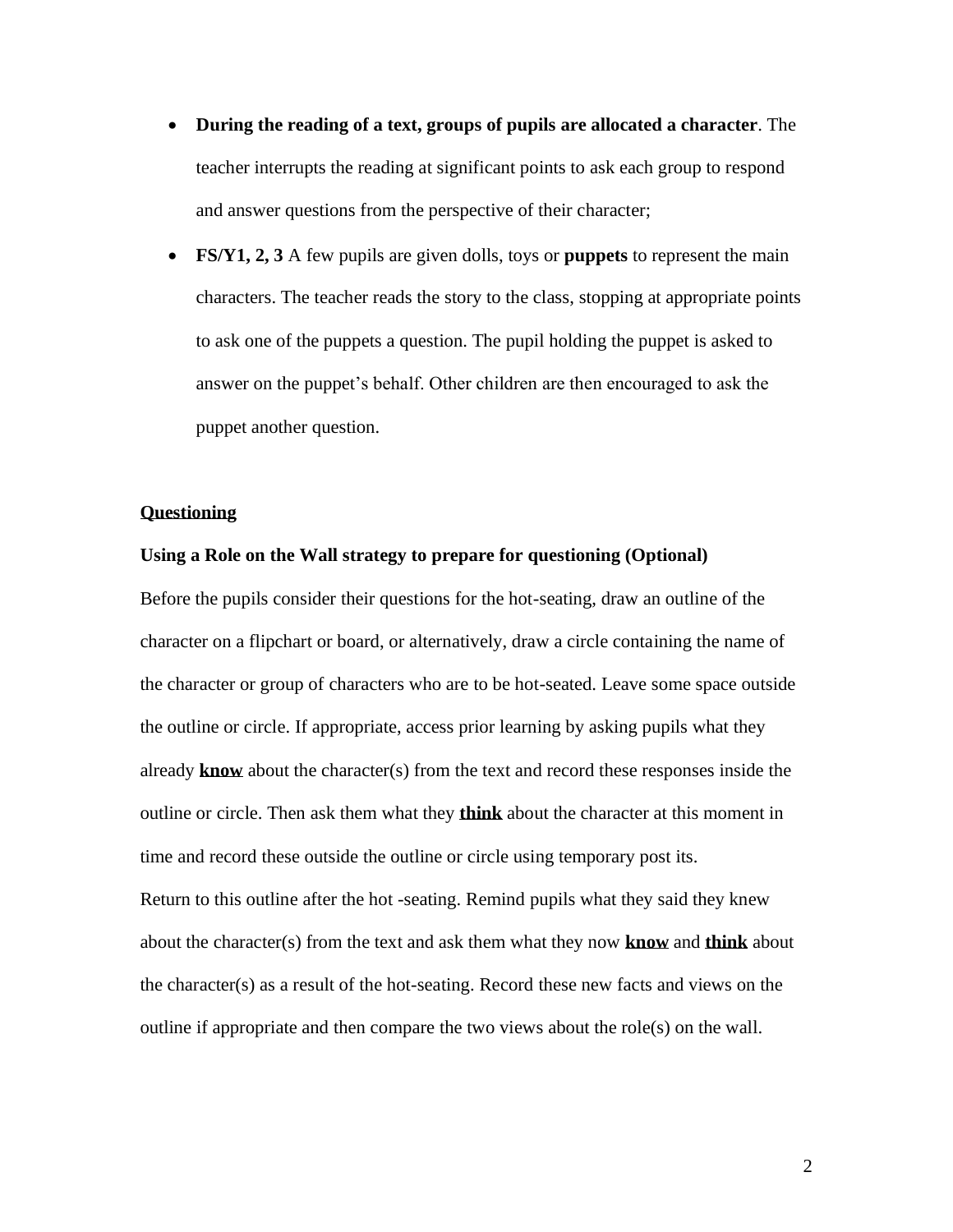- **During the reading of a text, groups of pupils are allocated a character**. The teacher interrupts the reading at significant points to ask each group to respond and answer questions from the perspective of their character;
- **FS/Y1, 2, 3** A few pupils are given dolls, toys or **puppets** to represent the main characters. The teacher reads the story to the class, stopping at appropriate points to ask one of the puppets a question. The pupil holding the puppet is asked to answer on the puppet's behalf. Other children are then encouraged to ask the puppet another question.

**<u>Questioning</u>**

**Using a Role on the Wall strategy to prepare for questioning (Optional)**

Before the pupils consider their questions for the hot-seating, draw an outline of the character on a flipchart or board, or alternatively, draw a circle containing the name of the character or group of characters who are to be hot-seated. Leave some space outside the outline or circle. If appropriate, access prior learning by asking pupils what they already **<u>know</u>** about the character(s) from the text and record these responses inside the outline or circle. Then ask them what they **<u>think</u>** about the character at this moment in time and record these outside the outline or circle using temporary post its.

Return to this outline after the hot -seating. Remind pupils what they said they knew about the character(s) from the text and ask them what they now **<u>know</u>** and **<u>think</u>** about the character(s) as a result of the hot-seating. Record these new facts and views on the outline if appropriate and then compare the two views about the role(s) on the wall.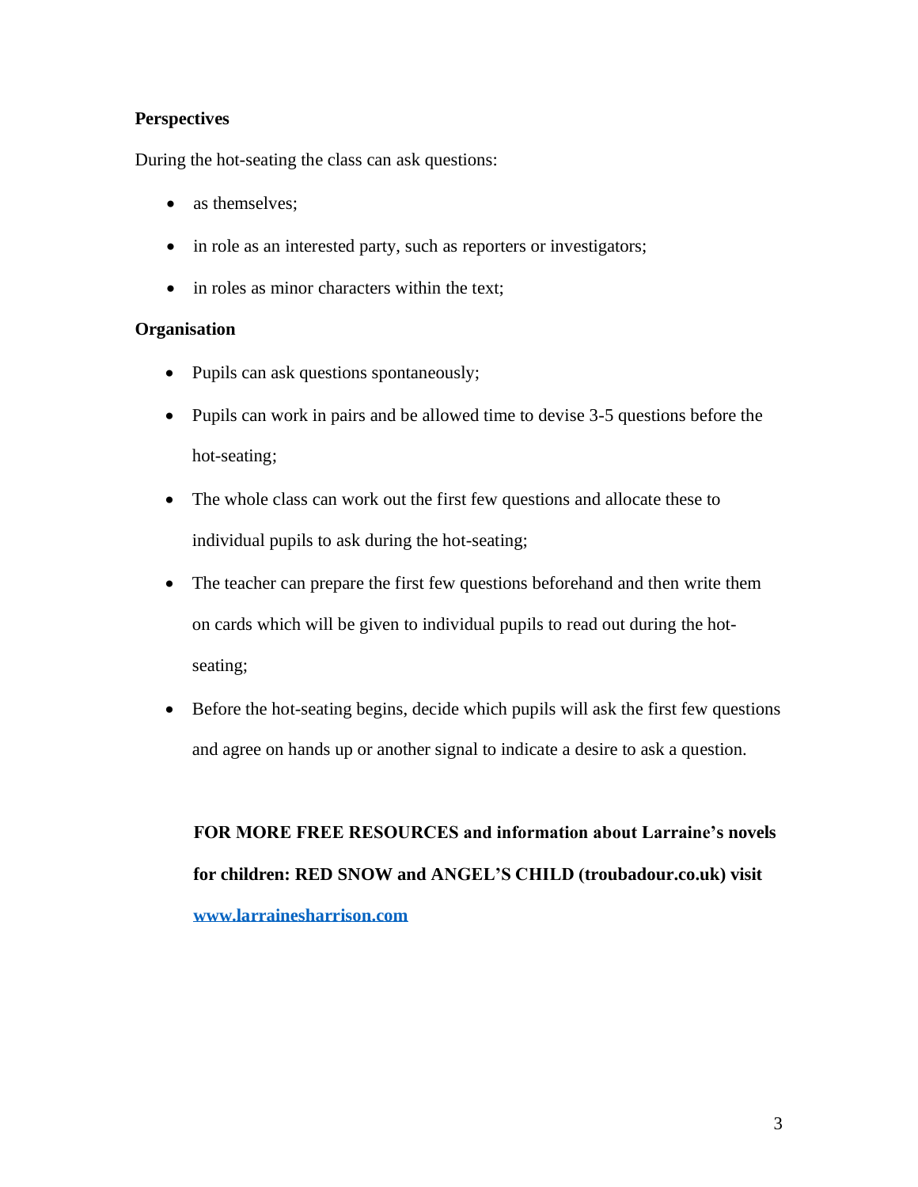**Perspectives**

During the hot-seating the class can ask questions:

- as themselves;
- in role as an interested party, such as reporters or investigators;
- in roles as minor characters within the text;

**Organisation**

- Pupils can ask questions spontaneously;
- Pupils can work in pairs and be allowed time to devise 3-5 questions before the hot-seating;
- The whole class can work out the first few questions and allocate these to individual pupils to ask during the hot-seating;
- The teacher can prepare the first few questions beforehand and then write them on cards which will be given to individual pupils to read out during the hot-seating;
- Before the hot-seating begins, decide which pupils will ask the first few questions and agree on hands up or another signal to indicate a desire to ask a question.

**FOR MORE FREE RESOURCES and information about Larraine's novels for children: RED SNOW and ANGEL'S CHILD (troubadour.co.uk) visit [www.larrainesharrison.com](http://www.larrainesharrison.com)**